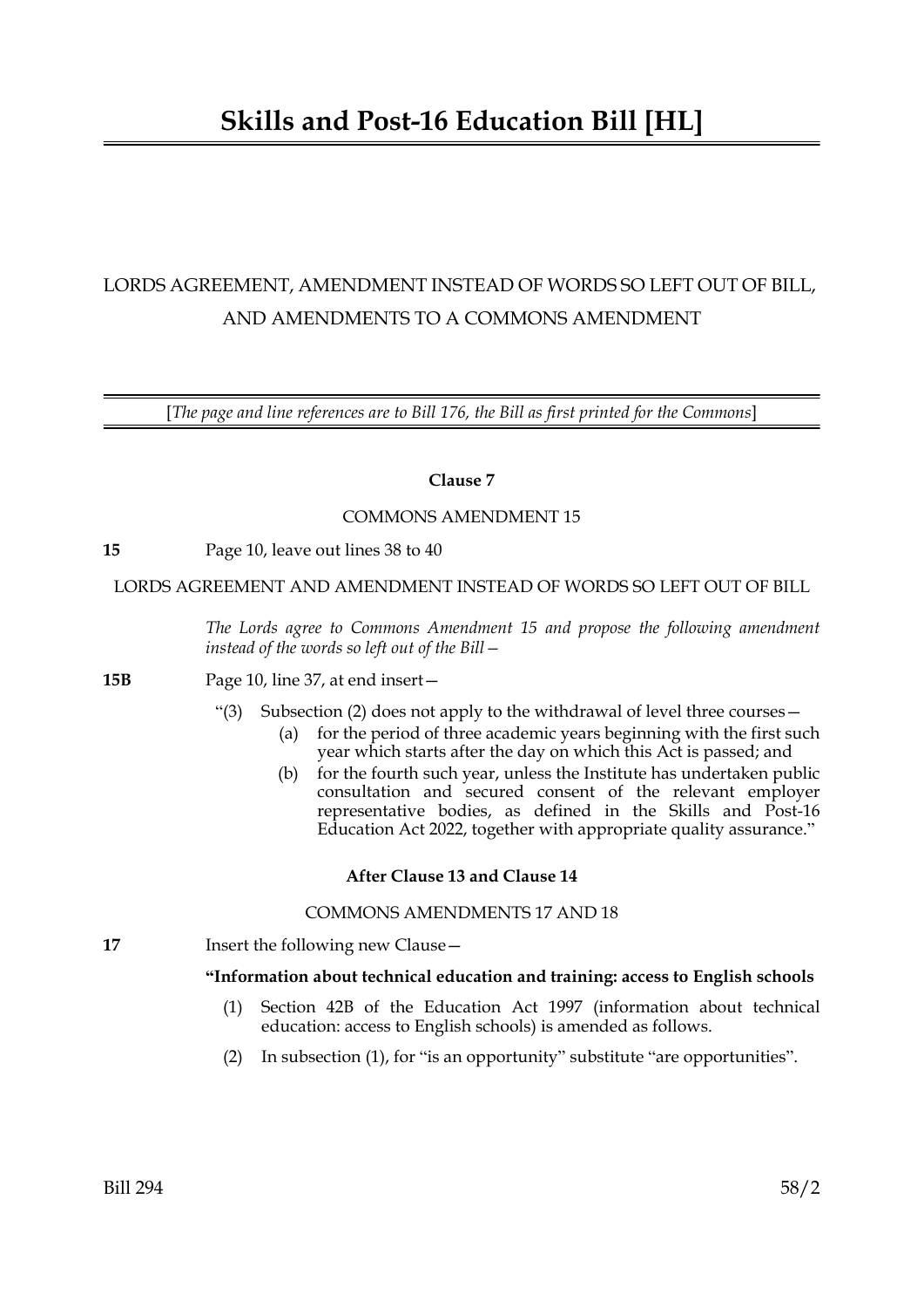# Skills and Post-16 Education Bill [HL]

LORDS AGREEMENT, AMENDMENT INSTEAD OF WORDS SO LEFT OUT OF BILL, AND AMENDMENTS TO A COMMONS AMENDMENT

[*The page and line references are to Bill 176, the Bill as first printed for the Commons*]

**Clause 7**

COMMONS AMENDMENT 15

**15** Page 10, leave out lines 38 to 40

LORDS AGREEMENT AND AMENDMENT INSTEAD OF WORDS SO LEFT OUT OF BILL

*The Lords agree to Commons Amendment 15 and propose the following amendment instead of the words so left out of the Bill—*

**15B** Page 10, line 37, at end insert—

"(3) Subsection (2) does not apply to the withdrawal of level three courses—

(a) for the period of three academic years beginning with the first such year which starts after the day on which this Act is passed; and

(b) for the fourth such year, unless the Institute has undertaken public consultation and secured consent of the relevant employer representative bodies, as defined in the Skills and Post-16 Education Act 2022, together with appropriate quality assurance."

**After Clause 13 and Clause 14**

COMMONS AMENDMENTS 17 AND 18

**17** Insert the following new Clause—

**"Information about technical education and training: access to English schools**

(1) Section 42B of the Education Act 1997 (information about technical education: access to English schools) is amended as follows.

(2) In subsection (1), for "is an opportunity" substitute "are opportunities".

Bill 294 58/2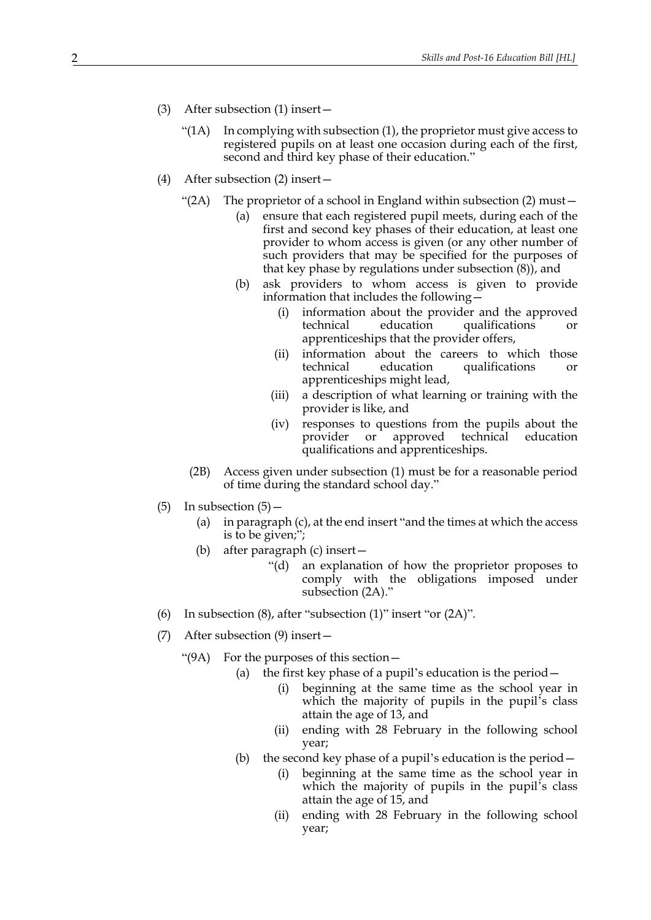(3) After subsection (1) insert—

> "(1A) In complying with subsection (1), the proprietor must give access to registered pupils on at least one occasion during each of the first, second and third key phase of their education."

(4) After subsection (2) insert—

> "(2A) The proprietor of a school in England within subsection (2) must—
>
> (a) ensure that each registered pupil meets, during each of the first and second key phases of their education, at least one provider to whom access is given (or any other number of such providers that may be specified for the purposes of that key phase by regulations under subsection (8)), and
>
> (b) ask providers to whom access is given to provide information that includes the following—
>
> (i) information about the provider and the approved technical education qualifications or apprenticeships that the provider offers,
>
> (ii) information about the careers to which those technical education qualifications or apprenticeships might lead,
>
> (iii) a description of what learning or training with the provider is like, and
>
> (iv) responses to questions from the pupils about the provider or approved technical education qualifications and apprenticeships.
>
> (2B) Access given under subsection (1) must be for a reasonable period of time during the standard school day."

(5) In subsection (5)—

> (a) in paragraph (c), at the end insert "and the times at which the access is to be given;";
>
> (b) after paragraph (c) insert—
>
> > "(d) an explanation of how the proprietor proposes to comply with the obligations imposed under subsection (2A)."

(6) In subsection (8), after "subsection (1)" insert "or (2A)".

(7) After subsection (9) insert—

> "(9A) For the purposes of this section—
>
> (a) the first key phase of a pupil's education is the period—
>
> (i) beginning at the same time as the school year in which the majority of pupils in the pupil's class attain the age of 13, and
>
> (ii) ending with 28 February in the following school year;
>
> (b) the second key phase of a pupil's education is the period—
>
> (i) beginning at the same time as the school year in which the majority of pupils in the pupil's class attain the age of 15, and
>
> (ii) ending with 28 February in the following school year;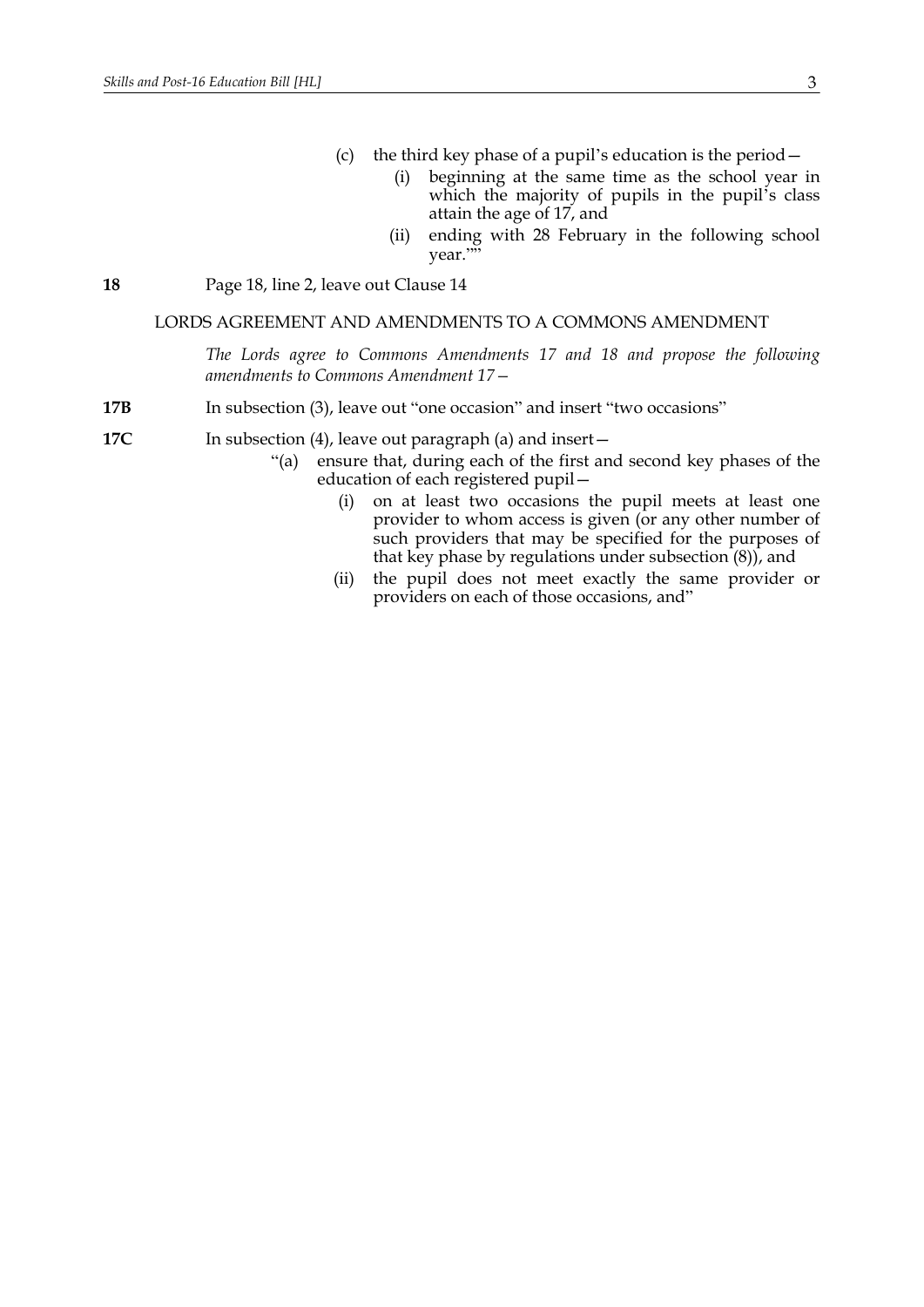(c) the third key phase of a pupil's education is the period—

(i) beginning at the same time as the school year in which the majority of pupils in the pupil's class attain the age of 17, and

(ii) ending with 28 February in the following school year.""

**18** Page 18, line 2, leave out Clause 14

LORDS AGREEMENT AND AMENDMENTS TO A COMMONS AMENDMENT

*The Lords agree to Commons Amendments 17 and 18 and propose the following amendments to Commons Amendment 17—*

**17B** In subsection (3), leave out "one occasion" and insert "two occasions"

**17C** In subsection (4), leave out paragraph (a) and insert—

"(a) ensure that, during each of the first and second key phases of the education of each registered pupil—

(i) on at least two occasions the pupil meets at least one provider to whom access is given (or any other number of such providers that may be specified for the purposes of that key phase by regulations under subsection (8)), and

(ii) the pupil does not meet exactly the same provider or providers on each of those occasions, and"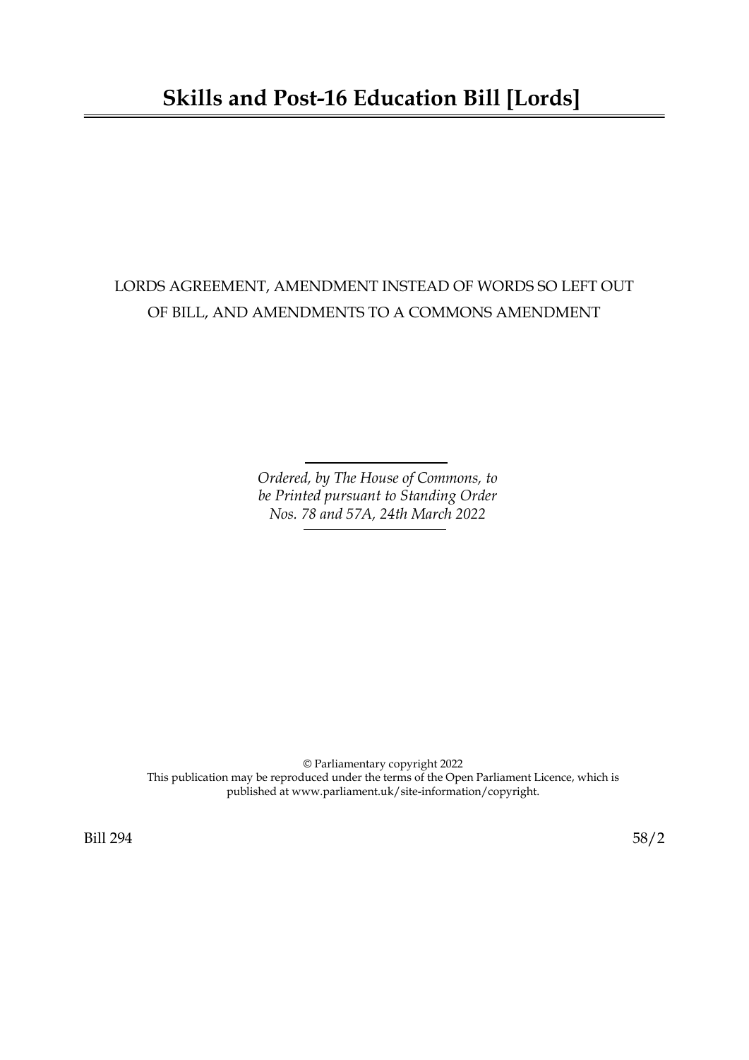# Skills and Post-16 Education Bill [Lords]

LORDS AGREEMENT, AMENDMENT INSTEAD OF WORDS SO LEFT OUT OF BILL, AND AMENDMENTS TO A COMMONS AMENDMENT

*Ordered, by The House of Commons, to be Printed pursuant to Standing Order Nos. 78 and 57A, 24th March 2022*

© Parliamentary copyright 2022
This publication may be reproduced under the terms of the Open Parliament Licence, which is published at www.parliament.uk/site-information/copyright.

Bill 294 58/2